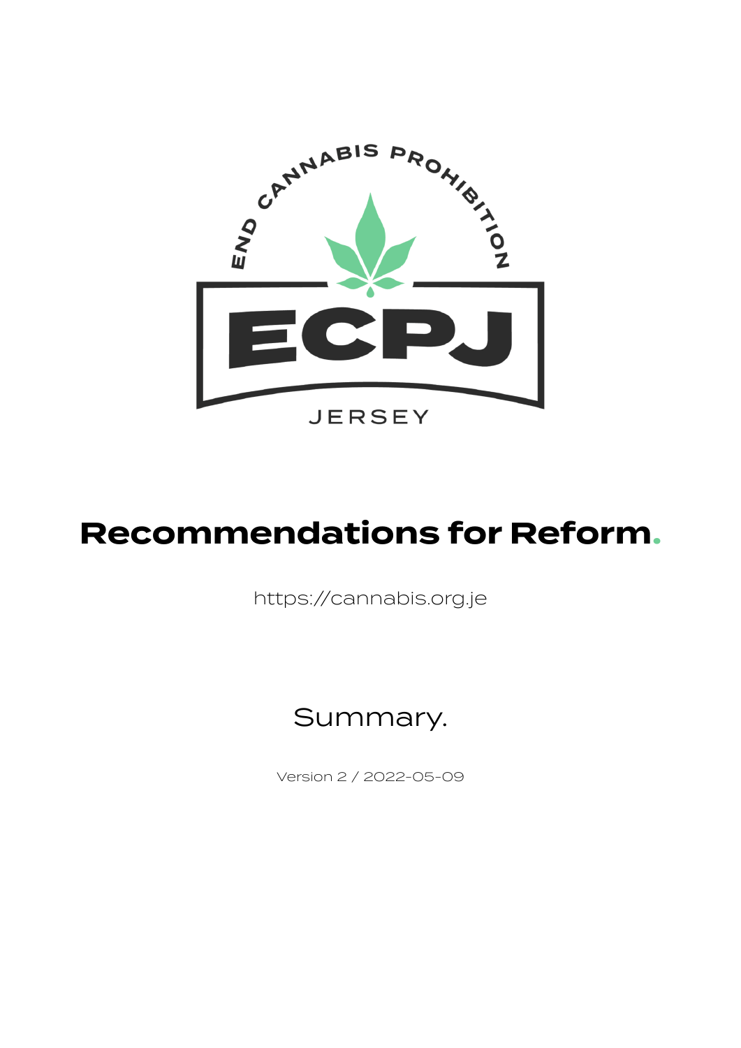END CANNABIS PROHIBITION

ECPJ

JERSEY

# Recommendations for Reform.

https://cannabis.org.je

## Summary.

Version 2 / 2022-05-09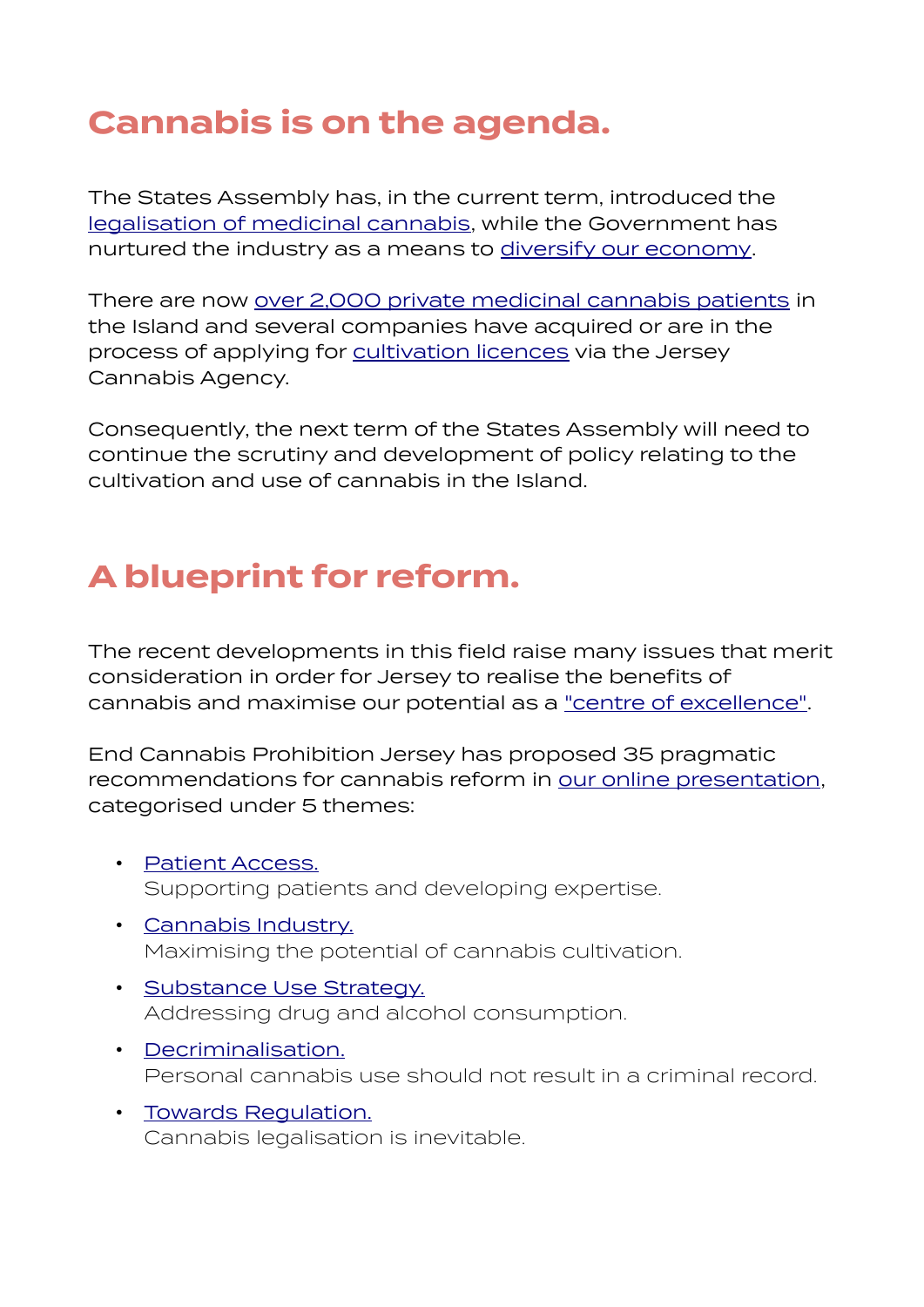## Cannabis is on the agenda.

The States Assembly has, in the current term, introduced the legalisation of medicinal cannabis, while the Government has nurtured the industry as a means to diversify our economy.

There are now over 2,000 private medicinal cannabis patients in the Island and several companies have acquired or are in the process of applying for cultivation licences via the Jersey Cannabis Agency.

Consequently, the next term of the States Assembly will need to continue the scrutiny and development of policy relating to the cultivation and use of cannabis in the Island.

## A blueprint for reform.

The recent developments in this field raise many issues that merit consideration in order for Jersey to realise the benefits of cannabis and maximise our potential as a "centre of excellence".

End Cannabis Prohibition Jersey has proposed 35 pragmatic recommendations for cannabis reform in our online presentation, categorised under 5 themes:

- Patient Access.
  Supporting patients and developing expertise.
- Cannabis Industry.
  Maximising the potential of cannabis cultivation.
- Substance Use Strategy.
  Addressing drug and alcohol consumption.
- Decriminalisation.
  Personal cannabis use should not result in a criminal record.
- Towards Regulation.
  Cannabis legalisation is inevitable.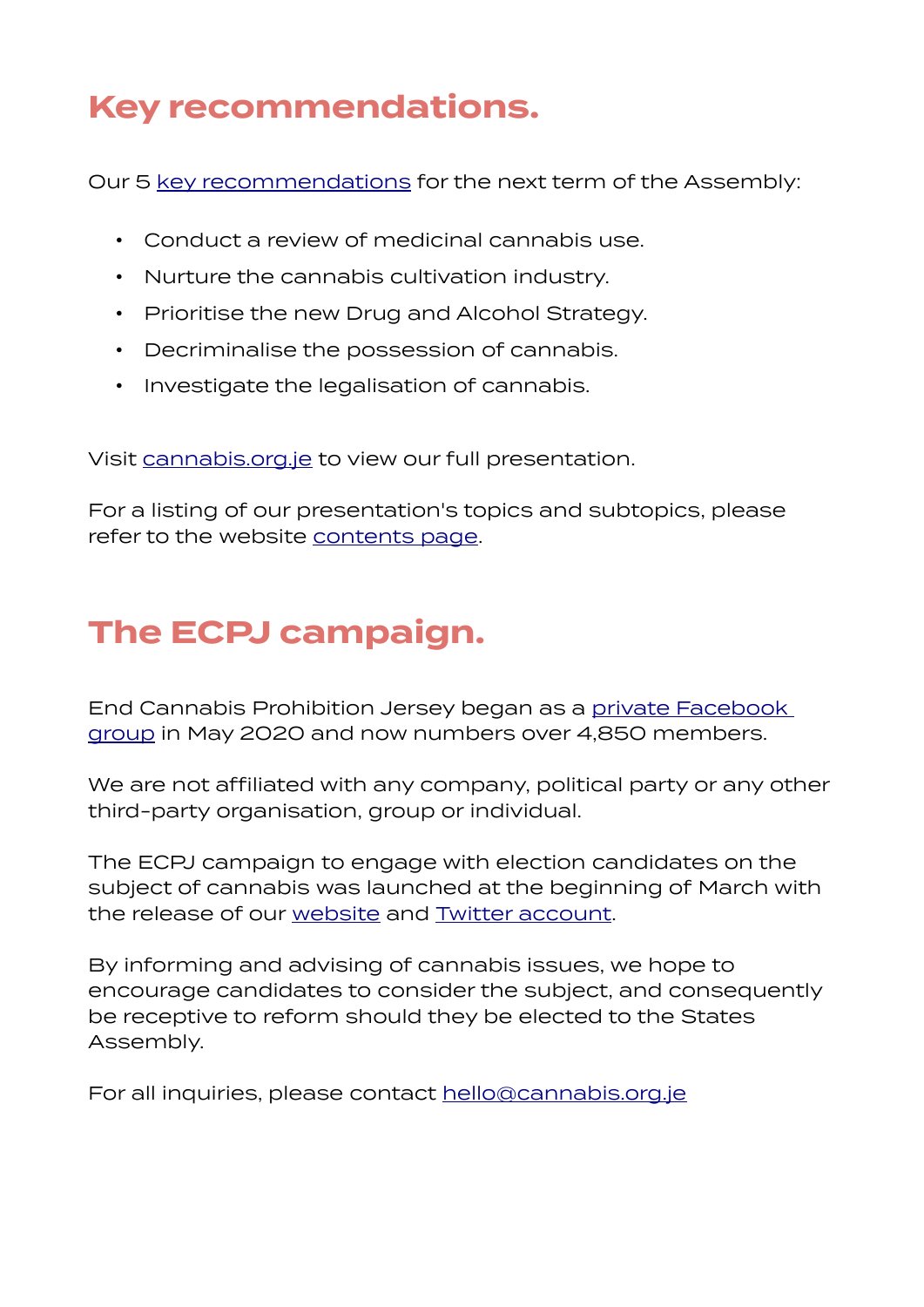## Key recommendations.

Our 5 key recommendations for the next term of the Assembly:

- Conduct a review of medicinal cannabis use.
- Nurture the cannabis cultivation industry.
- Prioritise the new Drug and Alcohol Strategy.
- Decriminalise the possession of cannabis.
- Investigate the legalisation of cannabis.

Visit cannabis.org.je to view our full presentation.

For a listing of our presentation's topics and subtopics, please refer to the website contents page.

## The ECPJ campaign.

End Cannabis Prohibition Jersey began as a private Facebook group in May 2020 and now numbers over 4,850 members.

We are not affiliated with any company, political party or any other third-party organisation, group or individual.

The ECPJ campaign to engage with election candidates on the subject of cannabis was launched at the beginning of March with the release of our website and Twitter account.

By informing and advising of cannabis issues, we hope to encourage candidates to consider the subject, and consequently be receptive to reform should they be elected to the States Assembly.

For all inquiries, please contact hello@cannabis.org.je